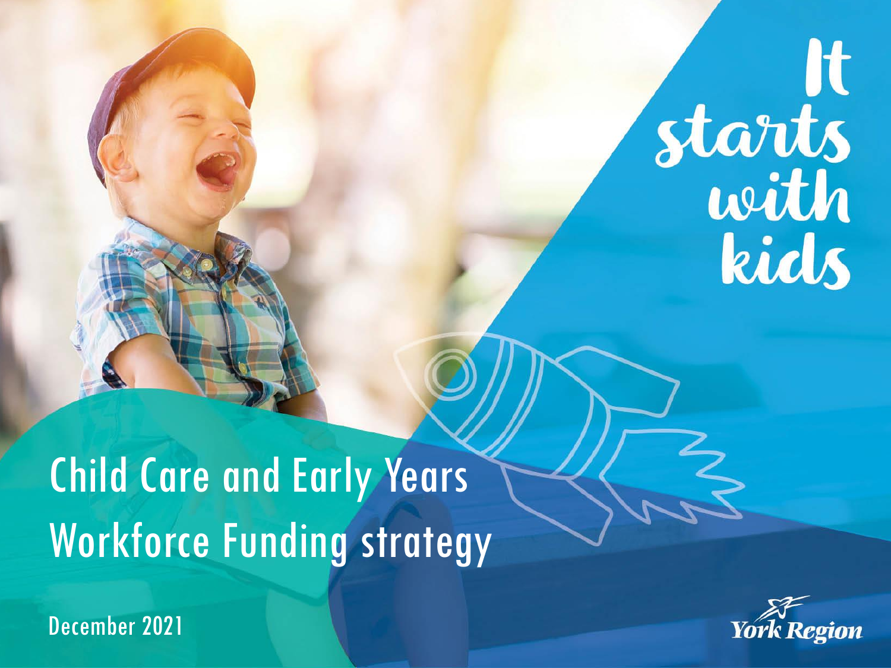It starts with kids

# Child Care and Early Years Workforce Funding strategy

December 2021

York Region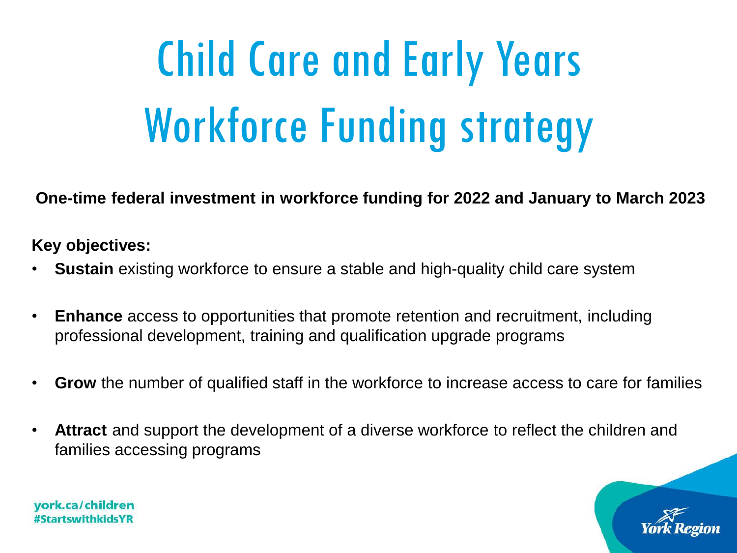# Child Care and Early Years Workforce Funding strategy

**One-time federal investment in workforce funding for 2022 and January to March 2023**

**Key objectives:**

- **Sustain** existing workforce to ensure a stable and high-quality child care system
- **Enhance** access to opportunities that promote retention and recruitment, including professional development, training and qualification upgrade programs
- **Grow** the number of qualified staff in the workforce to increase access to care for families
- **Attract** and support the development of a diverse workforce to reflect the children and families accessing programs

york.ca/children
#StartswithkidsYR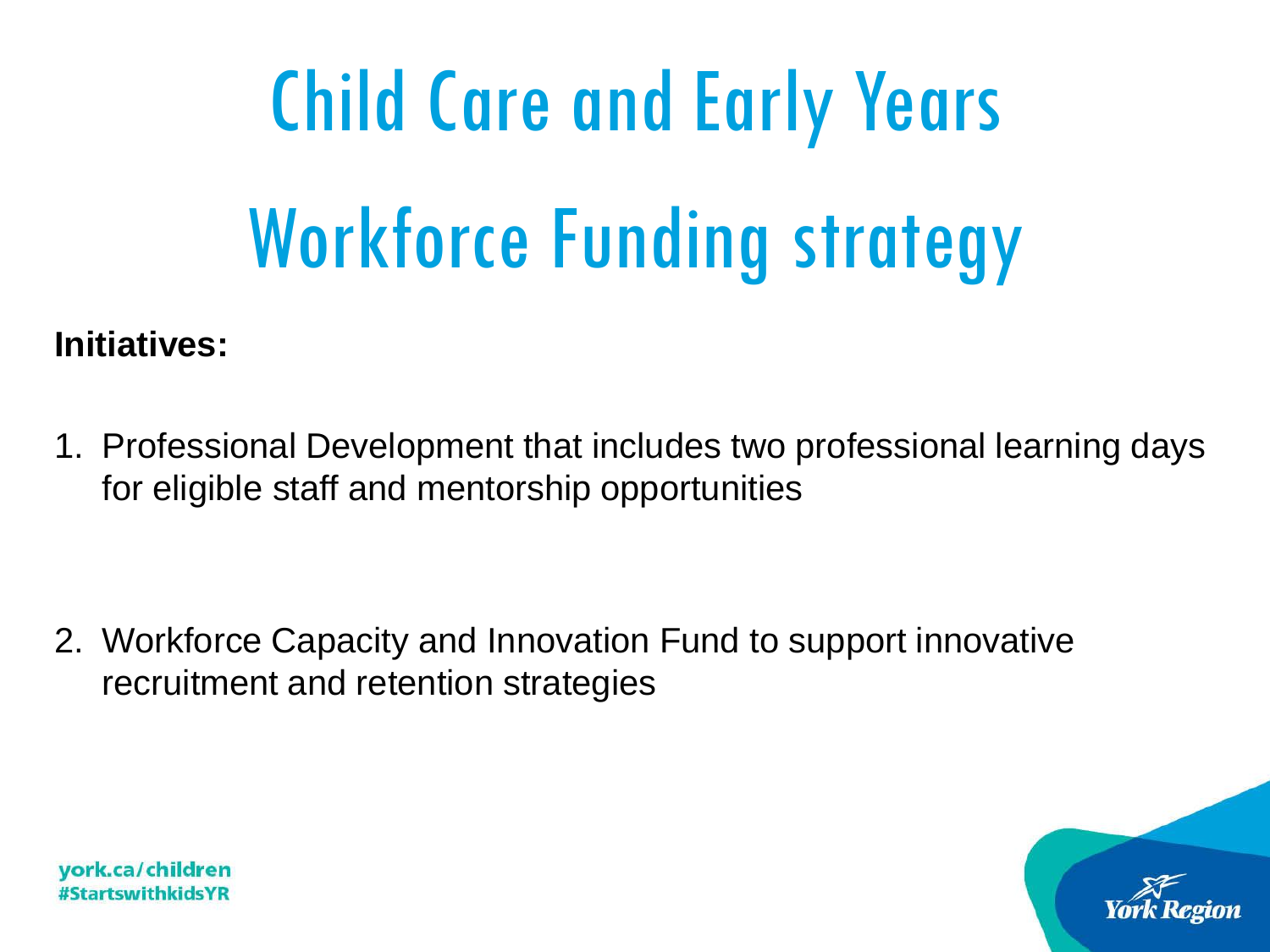# Child Care and Early Years Workforce Funding strategy

**Initiatives:**

1. Professional Development that includes two professional learning days for eligible staff and mentorship opportunities

2. Workforce Capacity and Innovation Fund to support innovative recruitment and retention strategies

york.ca/children
#StartswithkidsYR

York Region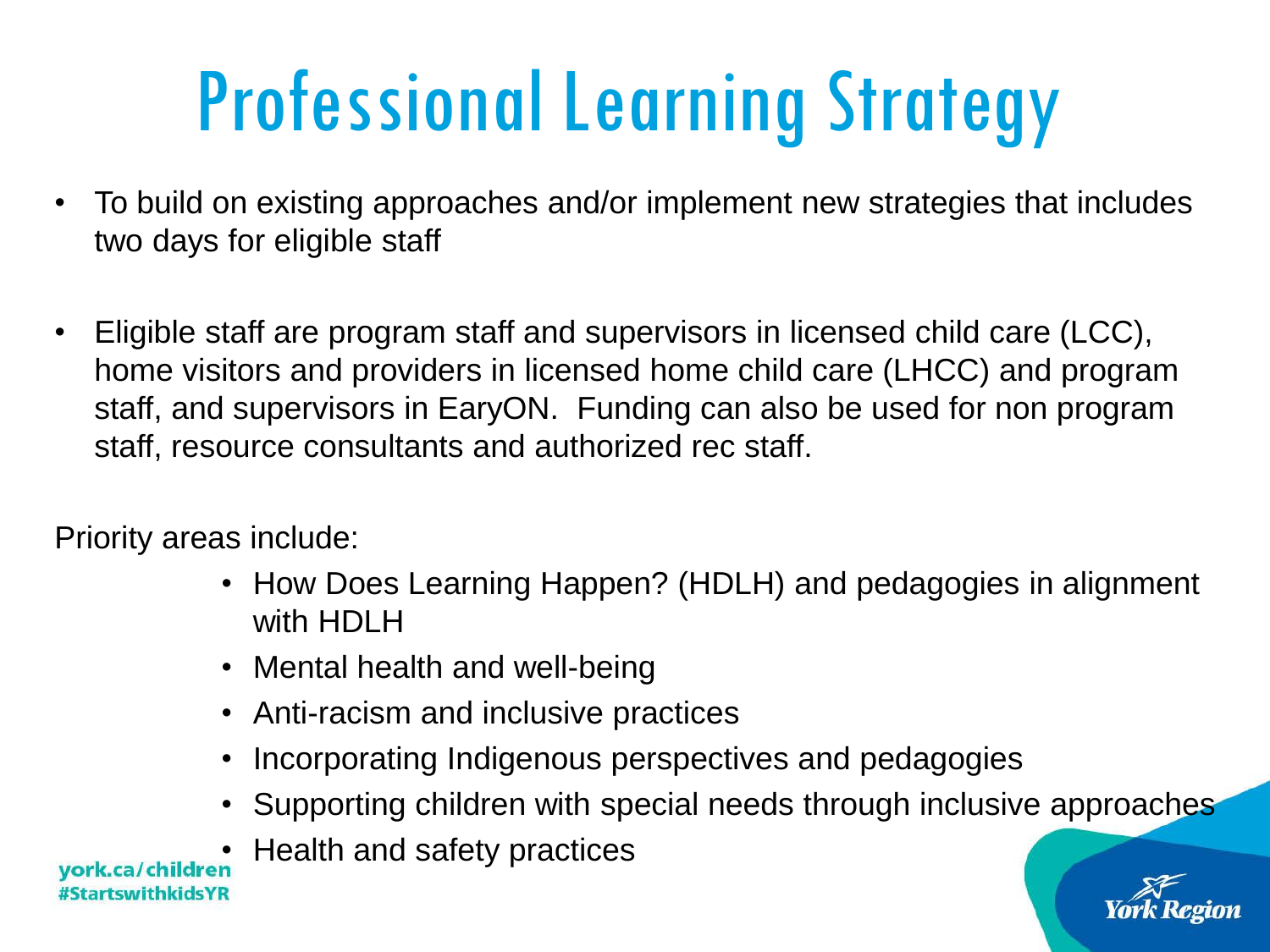# Professional Learning Strategy

- To build on existing approaches and/or implement new strategies that includes two days for eligible staff
- Eligible staff are program staff and supervisors in licensed child care (LCC), home visitors and providers in licensed home child care (LHCC) and program staff, and supervisors in EaryON. Funding can also be used for non program staff, resource consultants and authorized rec staff.

Priority areas include:

- How Does Learning Happen? (HDLH) and pedagogies in alignment with HDLH
- Mental health and well-being
- Anti-racism and inclusive practices
- Incorporating Indigenous perspectives and pedagogies
- Supporting children with special needs through inclusive approaches
- Health and safety practices

york.ca/children
#StartswithkidsYR

York Region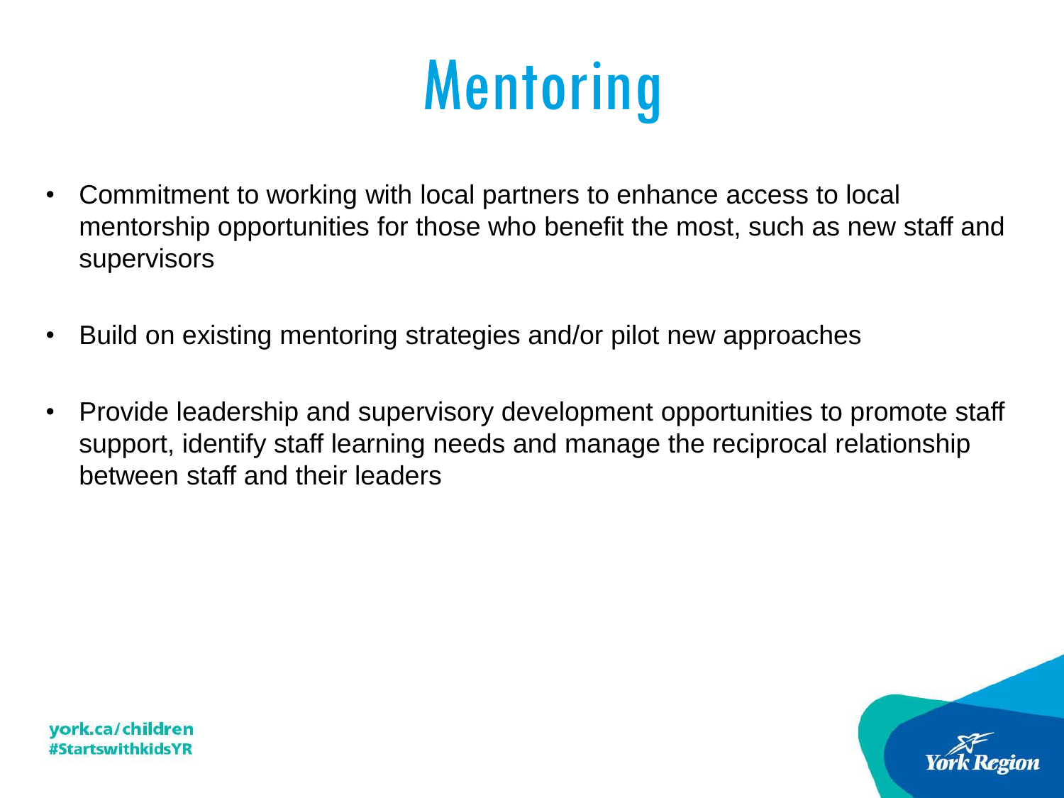# Mentoring

- Commitment to working with local partners to enhance access to local mentorship opportunities for those who benefit the most, such as new staff and supervisors
- Build on existing mentoring strategies and/or pilot new approaches
- Provide leadership and supervisory development opportunities to promote staff support, identify staff learning needs and manage the reciprocal relationship between staff and their leaders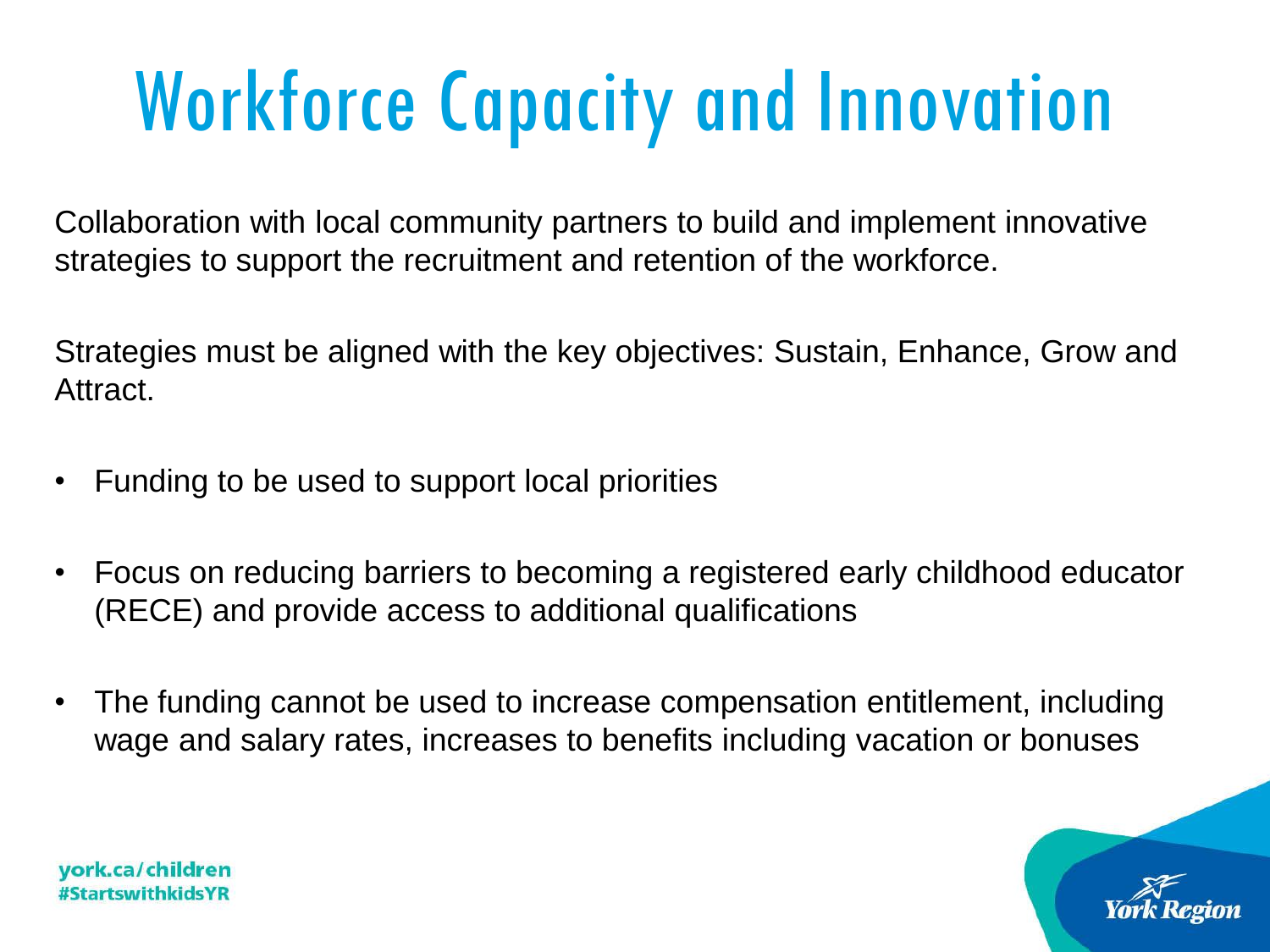# Workforce Capacity and Innovation

Collaboration with local community partners to build and implement innovative strategies to support the recruitment and retention of the workforce.

Strategies must be aligned with the key objectives: Sustain, Enhance, Grow and Attract.

- Funding to be used to support local priorities
- Focus on reducing barriers to becoming a registered early childhood educator (RECE) and provide access to additional qualifications
- The funding cannot be used to increase compensation entitlement, including wage and salary rates, increases to benefits including vacation or bonuses

york.ca/children
#StartswithkidsYR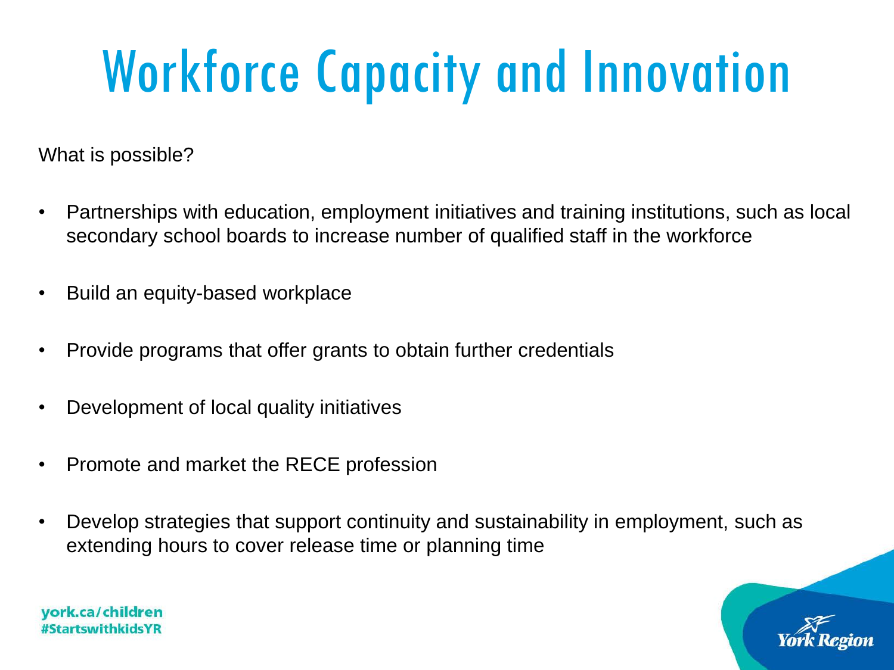# Workforce Capacity and Innovation

What is possible?

- Partnerships with education, employment initiatives and training institutions, such as local secondary school boards to increase number of qualified staff in the workforce
- Build an equity-based workplace
- Provide programs that offer grants to obtain further credentials
- Development of local quality initiatives
- Promote and market the RECE profession
- Develop strategies that support continuity and sustainability in employment, such as extending hours to cover release time or planning time

york.ca/children
#StartswithkidsYR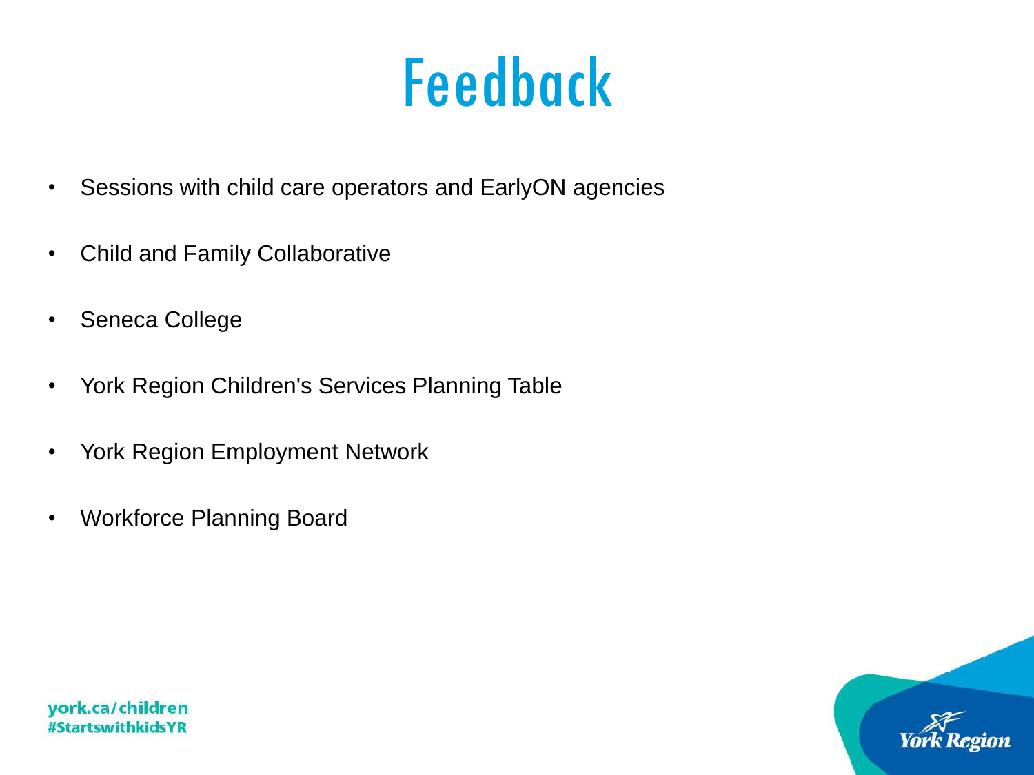# Feedback

- Sessions with child care operators and EarlyON agencies
- Child and Family Collaborative
- Seneca College
- York Region Children's Services Planning Table
- York Region Employment Network
- Workforce Planning Board

york.ca/children
#StartswithkidsYR

York Region